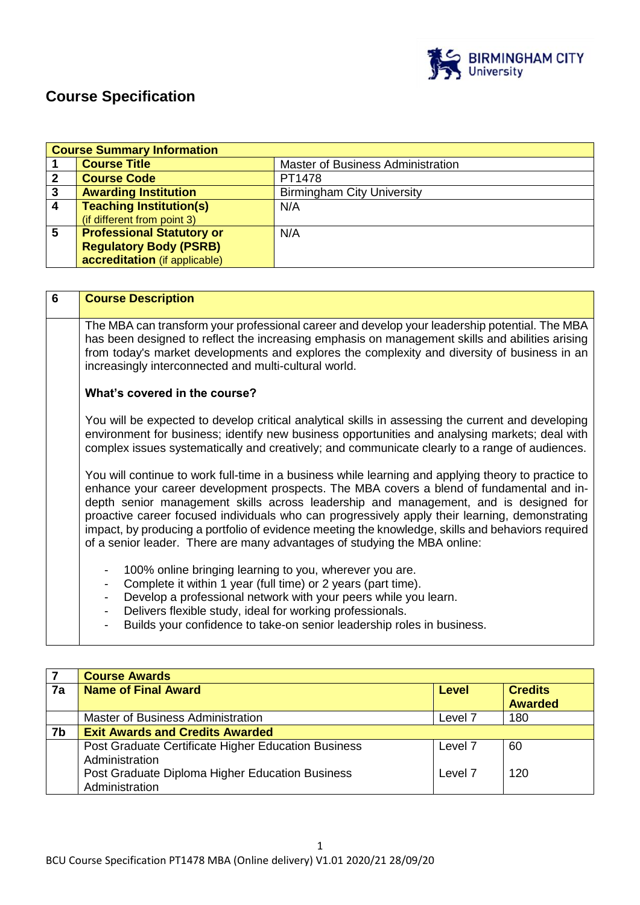# Course Specification

| Course Summary Information | | |
|---|---|---|
| 1 | **Course Title** | Master of Business Administration |
| 2 | **Course Code** | PT1478 |
| 3 | **Awarding Institution** | Birmingham City University |
| 4 | **Teaching Institution(s)** (if different from point 3) | N/A |
| 5 | **Professional Statutory or Regulatory Body (PSRB) accreditation** (if applicable) | N/A |

| 6 | Course Description |
|---|---|
| | The MBA can transform your professional career and develop your leadership potential. The MBA has been designed to reflect the increasing emphasis on management skills and abilities arising from today's market developments and explores the complexity and diversity of business in an increasingly interconnected and multi-cultural world.<br><br>**What's covered in the course?**<br><br>You will be expected to develop critical analytical skills in assessing the current and developing environment for business; identify new business opportunities and analysing markets; deal with complex issues systematically and creatively; and communicate clearly to a range of audiences.<br><br>You will continue to work full-time in a business while learning and applying theory to practice to enhance your career development prospects. The MBA covers a blend of fundamental and in-depth senior management skills across leadership and management, and is designed for proactive career focused individuals who can progressively apply their learning, demonstrating impact, by producing a portfolio of evidence meeting the knowledge, skills and behaviors required of a senior leader. There are many advantages of studying the MBA online:<br><br>- 100% online bringing learning to you, wherever you are.<br>- Complete it within 1 year (full time) or 2 years (part time).<br>- Develop a professional network with your peers while you learn.<br>- Delivers flexible study, ideal for working professionals.<br>- Builds your confidence to take-on senior leadership roles in business. |

| 7 | Course Awards | | |
|---|---|---|---|
| 7a | **Name of Final Award** | **Level** | **Credits Awarded** |
| | Master of Business Administration | Level 7 | 180 |
| 7b | **Exit Awards and Credits Awarded** | | |
| | Post Graduate Certificate Higher Education Business Administration | Level 7 | 60 |
| | Post Graduate Diploma Higher Education Business Administration | Level 7 | 120 |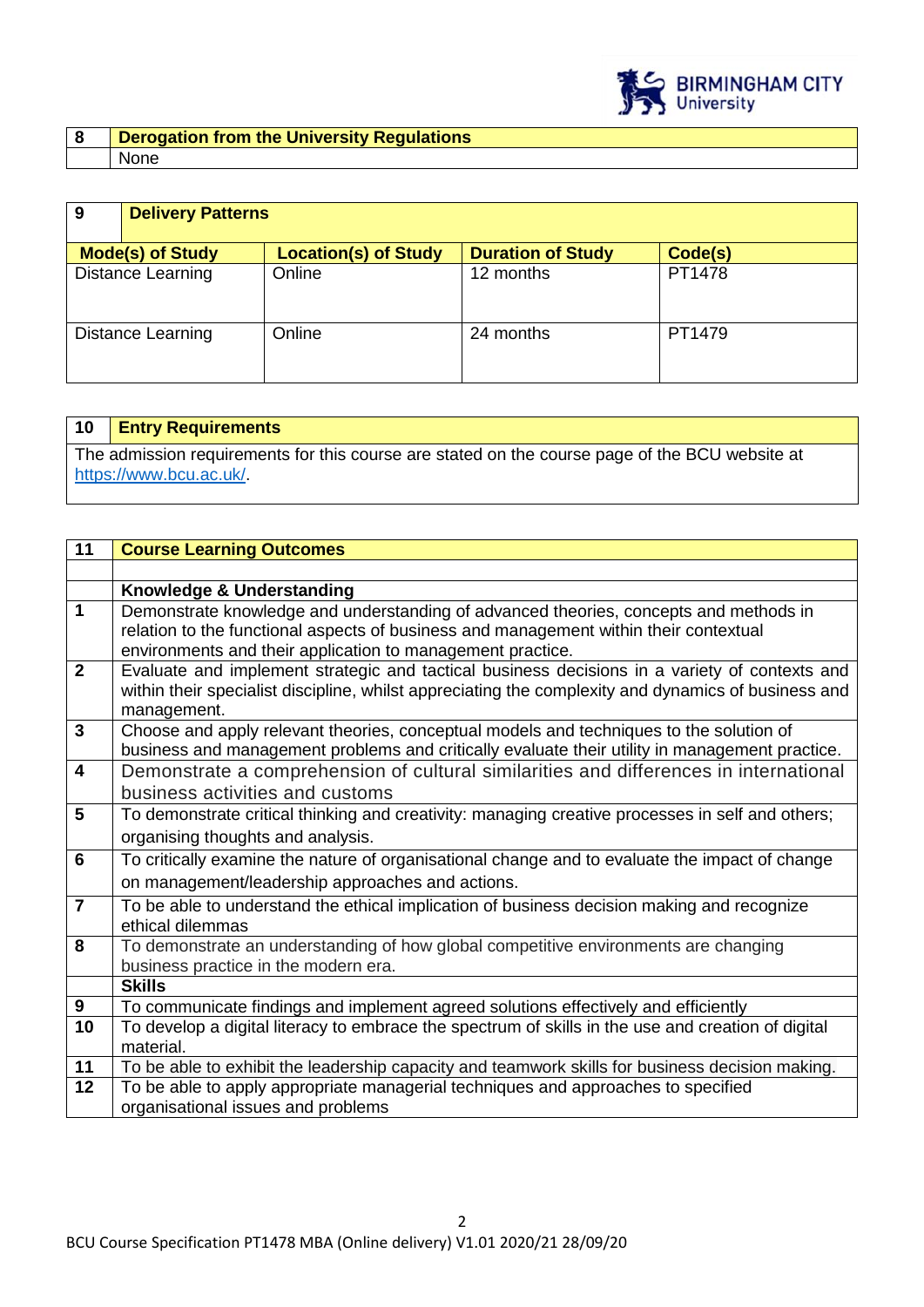| 8 | Derogation from the University Regulations |
|---|---|
| | None |

| 9 | Delivery Patterns | | |
|---|---|---|---|
| **Mode(s) of Study** | **Location(s) of Study** | **Duration of Study** | **Code(s)** |
| Distance Learning | Online | 12 months | PT1478 |
| Distance Learning | Online | 24 months | PT1479 |

| 10 | Entry Requirements |
|---|---|
| The admission requirements for this course are stated on the course page of the BCU website at https://www.bcu.ac.uk/. | |

| 11 | Course Learning Outcomes |
|---|---|
| | |
| | **Knowledge & Understanding** |
| 1 | Demonstrate knowledge and understanding of advanced theories, concepts and methods in relation to the functional aspects of business and management within their contextual environments and their application to management practice. |
| 2 | Evaluate and implement strategic and tactical business decisions in a variety of contexts and within their specialist discipline, whilst appreciating the complexity and dynamics of business and management. |
| 3 | Choose and apply relevant theories, conceptual models and techniques to the solution of business and management problems and critically evaluate their utility in management practice. |
| 4 | Demonstrate a comprehension of cultural similarities and differences in international business activities and customs |
| 5 | To demonstrate critical thinking and creativity: managing creative processes in self and others; organising thoughts and analysis. |
| 6 | To critically examine the nature of organisational change and to evaluate the impact of change on management/leadership approaches and actions. |
| 7 | To be able to understand the ethical implication of business decision making and recognize ethical dilemmas |
| 8 | To demonstrate an understanding of how global competitive environments are changing business practice in the modern era. |
| | **Skills** |
| 9 | To communicate findings and implement agreed solutions effectively and efficiently |
| 10 | To develop a digital literacy to embrace the spectrum of skills in the use and creation of digital material. |
| 11 | To be able to exhibit the leadership capacity and teamwork skills for business decision making. |
| 12 | To be able to apply appropriate managerial techniques and approaches to specified organisational issues and problems |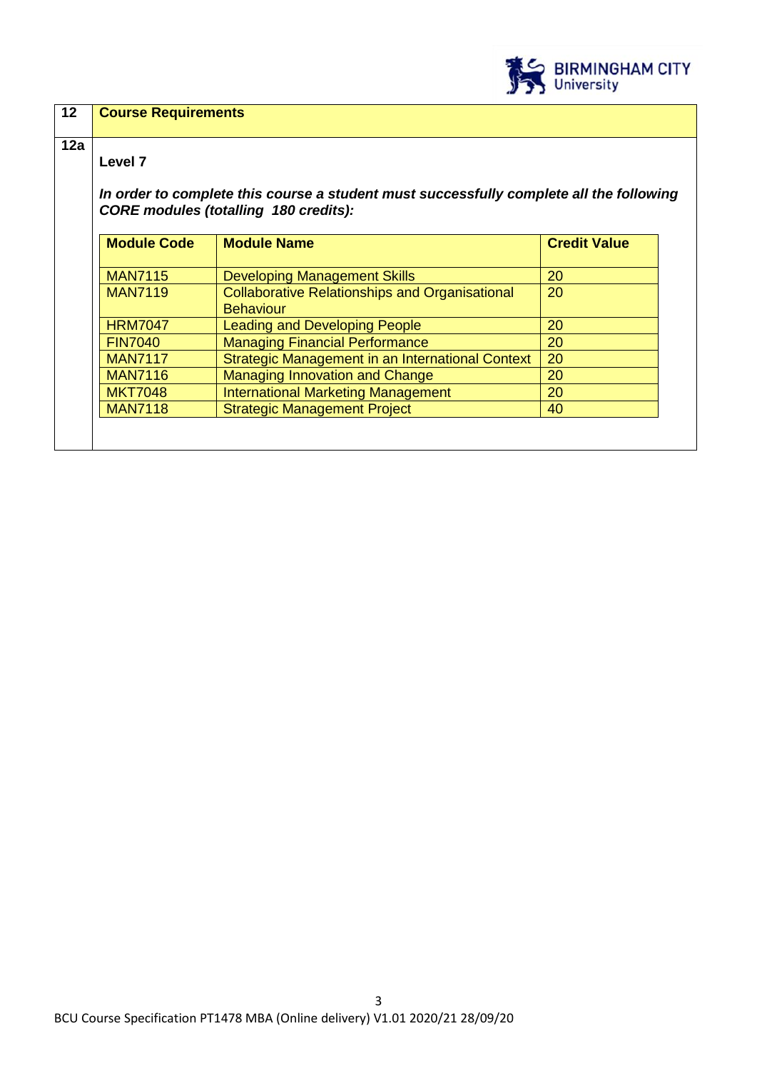| 12 | Course Requirements |
|---|---|

**12a**

**Level 7**

***In order to complete this course a student must successfully complete all the following CORE modules (totalling 180 credits):***

| Module Code | Module Name | Credit Value |
|---|---|---|
| MAN7115 | Developing Management Skills | 20 |
| MAN7119 | Collaborative Relationships and Organisational Behaviour | 20 |
| HRM7047 | Leading and Developing People | 20 |
| FIN7040 | Managing Financial Performance | 20 |
| MAN7117 | Strategic Management in an International Context | 20 |
| MAN7116 | Managing Innovation and Change | 20 |
| MKT7048 | International Marketing Management | 20 |
| MAN7118 | Strategic Management Project | 40 |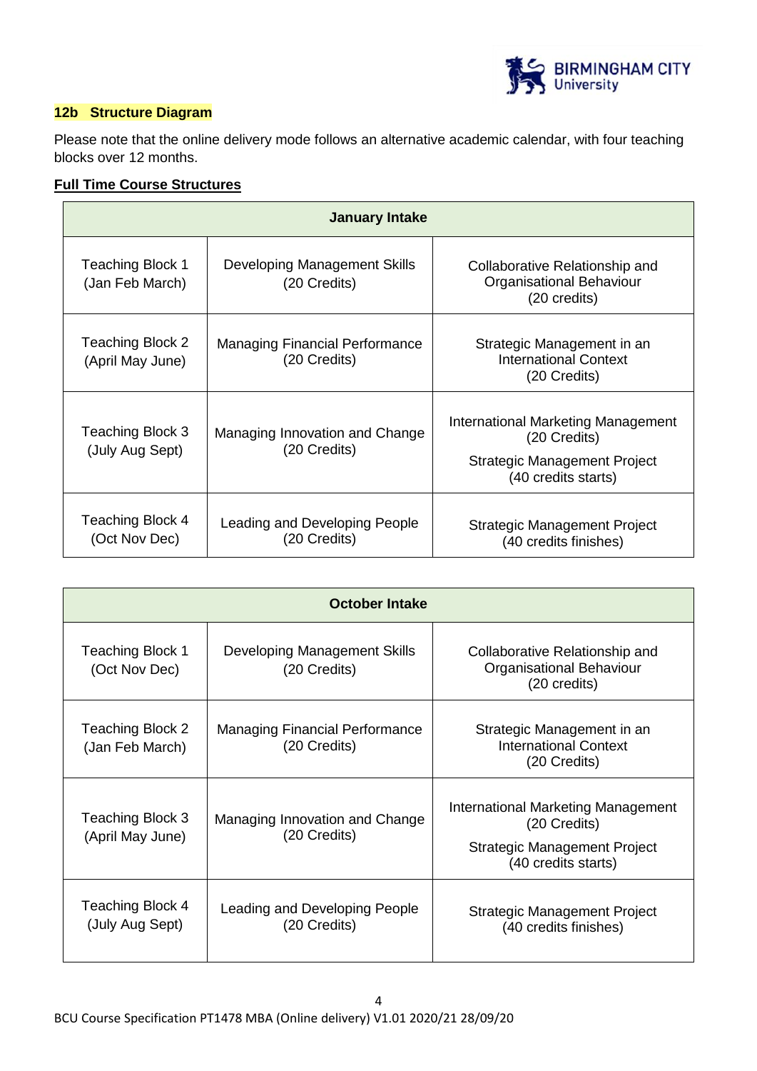### 12b Structure Diagram

Please note that the online delivery mode follows an alternative academic calendar, with four teaching blocks over 12 months.

**Full Time Course Structures**

| January Intake | | |
|---|---|---|
| Teaching Block 1 (Jan Feb March) | Developing Management Skills (20 Credits) | Collaborative Relationship and Organisational Behaviour (20 credits) |
| Teaching Block 2 (April May June) | Managing Financial Performance (20 Credits) | Strategic Management in an International Context (20 Credits) |
| Teaching Block 3 (July Aug Sept) | Managing Innovation and Change (20 Credits) | International Marketing Management (20 Credits)<br>Strategic Management Project (40 credits starts) |
| Teaching Block 4 (Oct Nov Dec) | Leading and Developing People (20 Credits) | Strategic Management Project (40 credits finishes) |

| October Intake | | |
|---|---|---|
| Teaching Block 1 (Oct Nov Dec) | Developing Management Skills (20 Credits) | Collaborative Relationship and Organisational Behaviour (20 credits) |
| Teaching Block 2 (Jan Feb March) | Managing Financial Performance (20 Credits) | Strategic Management in an International Context (20 Credits) |
| Teaching Block 3 (April May June) | Managing Innovation and Change (20 Credits) | International Marketing Management (20 Credits)<br>Strategic Management Project (40 credits starts) |
| Teaching Block 4 (July Aug Sept) | Leading and Developing People (20 Credits) | Strategic Management Project (40 credits finishes) |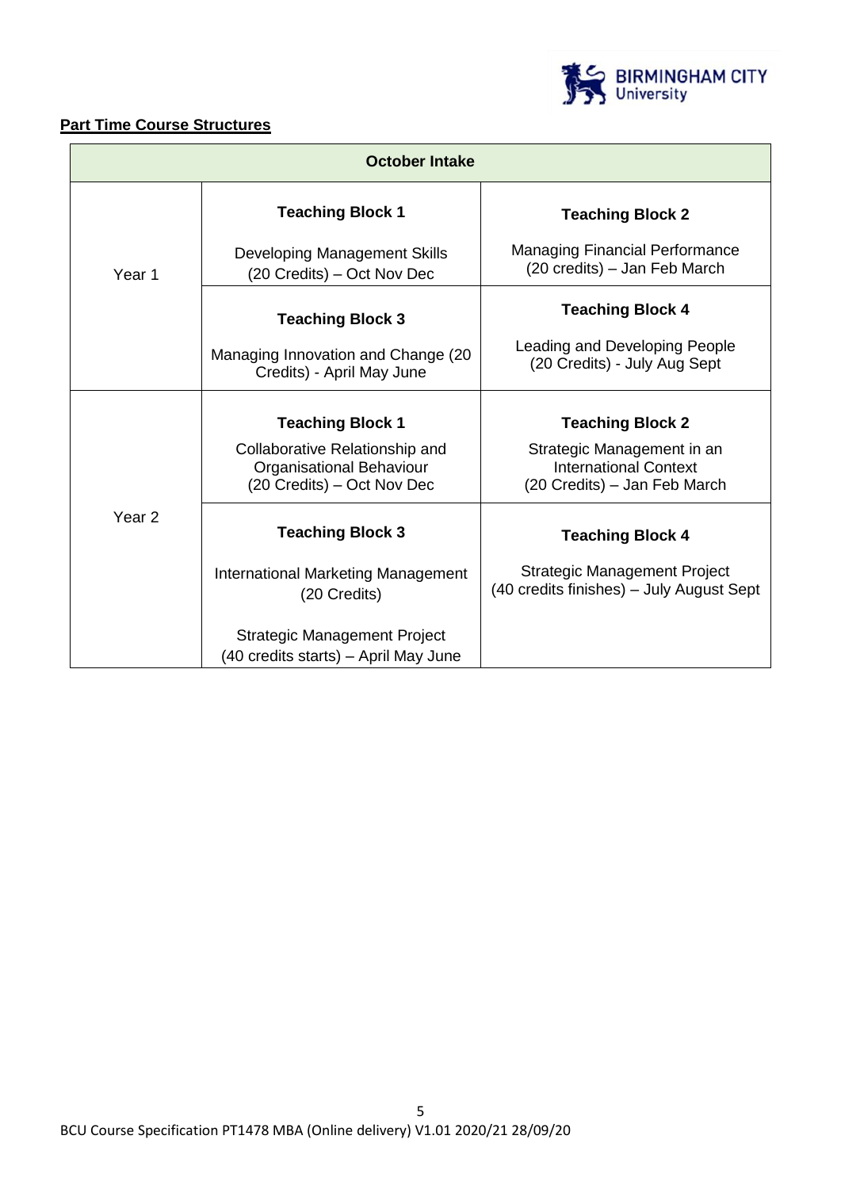**Part Time Course Structures**

| October Intake | | |
|---|---|---|
| Year 1 | **Teaching Block 1**<br><br>Developing Management Skills (20 Credits) – Oct Nov Dec | **Teaching Block 2**<br><br>Managing Financial Performance (20 credits) – Jan Feb March |
| | **Teaching Block 3**<br><br>Managing Innovation and Change (20 Credits) - April May June | **Teaching Block 4**<br><br>Leading and Developing People (20 Credits) - July Aug Sept |
| Year 2 | **Teaching Block 1**<br><br>Collaborative Relationship and Organisational Behaviour (20 Credits) – Oct Nov Dec | **Teaching Block 2**<br><br>Strategic Management in an International Context (20 Credits) – Jan Feb March |
| | **Teaching Block 3**<br><br>International Marketing Management (20 Credits)<br><br>Strategic Management Project (40 credits starts) – April May June | **Teaching Block 4**<br><br>Strategic Management Project (40 credits finishes) – July August Sept |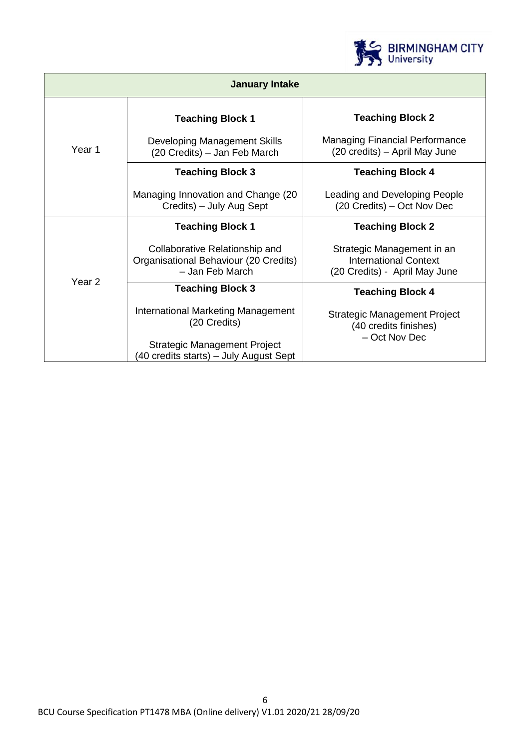| January Intake | | |
|---|---|---|
| Year 1 | **Teaching Block 1**<br><br>Developing Management Skills (20 Credits) – Jan Feb March | **Teaching Block 2**<br><br>Managing Financial Performance (20 credits) – April May June |
| | **Teaching Block 3**<br><br>Managing Innovation and Change (20 Credits) – July Aug Sept | **Teaching Block 4**<br><br>Leading and Developing People (20 Credits) – Oct Nov Dec |
| Year 2 | **Teaching Block 1**<br><br>Collaborative Relationship and Organisational Behaviour (20 Credits) – Jan Feb March | **Teaching Block 2**<br><br>Strategic Management in an International Context (20 Credits) - April May June |
| | **Teaching Block 3**<br><br>International Marketing Management (20 Credits)<br><br>Strategic Management Project (40 credits starts) – July August Sept | **Teaching Block 4**<br><br>Strategic Management Project (40 credits finishes) – Oct Nov Dec |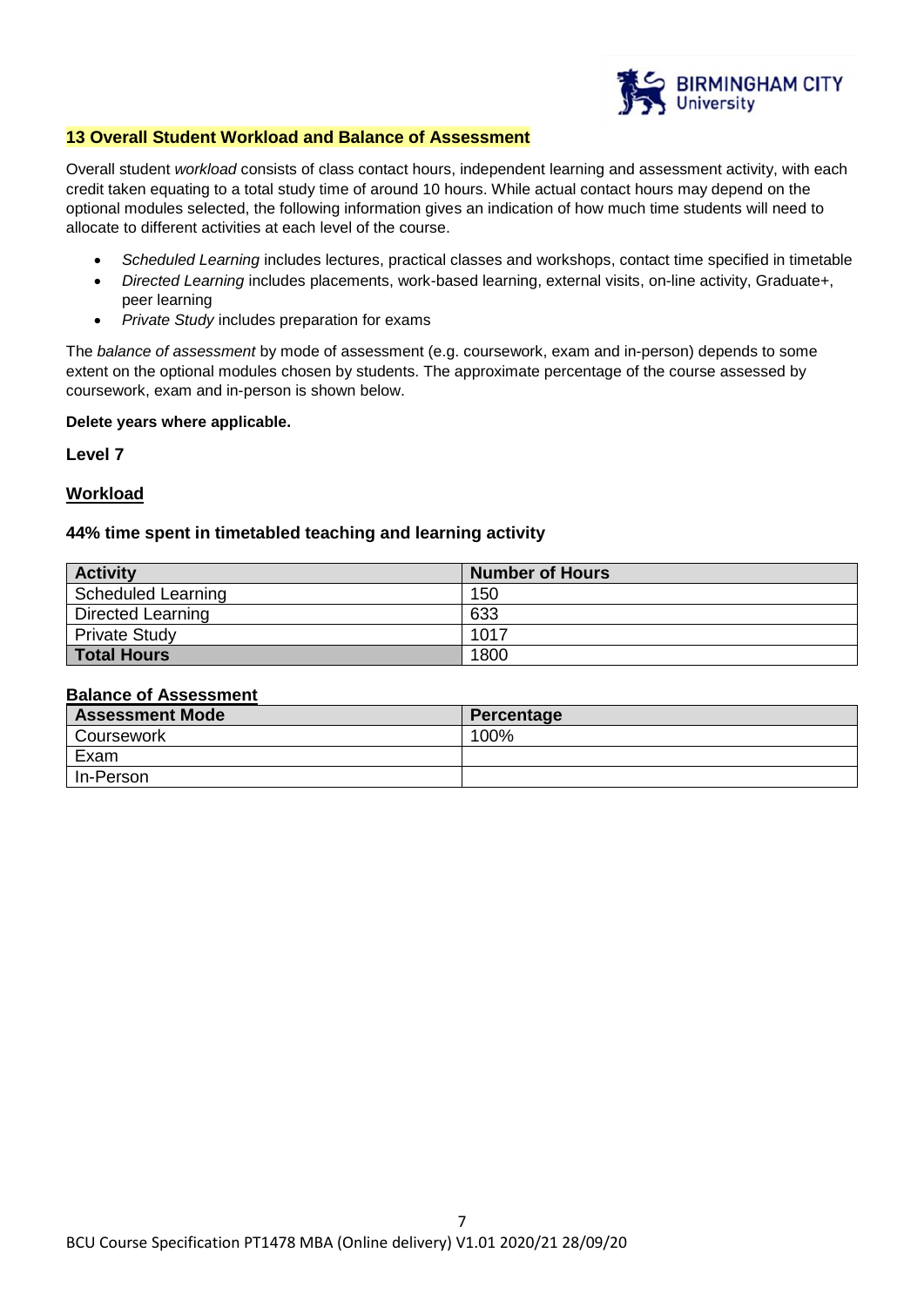## 13 Overall Student Workload and Balance of Assessment

Overall student *workload* consists of class contact hours, independent learning and assessment activity, with each credit taken equating to a total study time of around 10 hours. While actual contact hours may depend on the optional modules selected, the following information gives an indication of how much time students will need to allocate to different activities at each level of the course.

- *Scheduled Learning* includes lectures, practical classes and workshops, contact time specified in timetable
- *Directed Learning* includes placements, work-based learning, external visits, on-line activity, Graduate+, peer learning
- *Private Study* includes preparation for exams

The *balance of assessment* by mode of assessment (e.g. coursework, exam and in-person) depends to some extent on the optional modules chosen by students. The approximate percentage of the course assessed by coursework, exam and in-person is shown below.

**Delete years where applicable.**

**Level 7**

**Workload**

**44% time spent in timetabled teaching and learning activity**

| Activity | Number of Hours |
|---|---|
| Scheduled Learning | 150 |
| Directed Learning | 633 |
| Private Study | 1017 |
| **Total Hours** | 1800 |

**Balance of Assessment**

| Assessment Mode | Percentage |
|---|---|
| Coursework | 100% |
| Exam | |
| In-Person | |